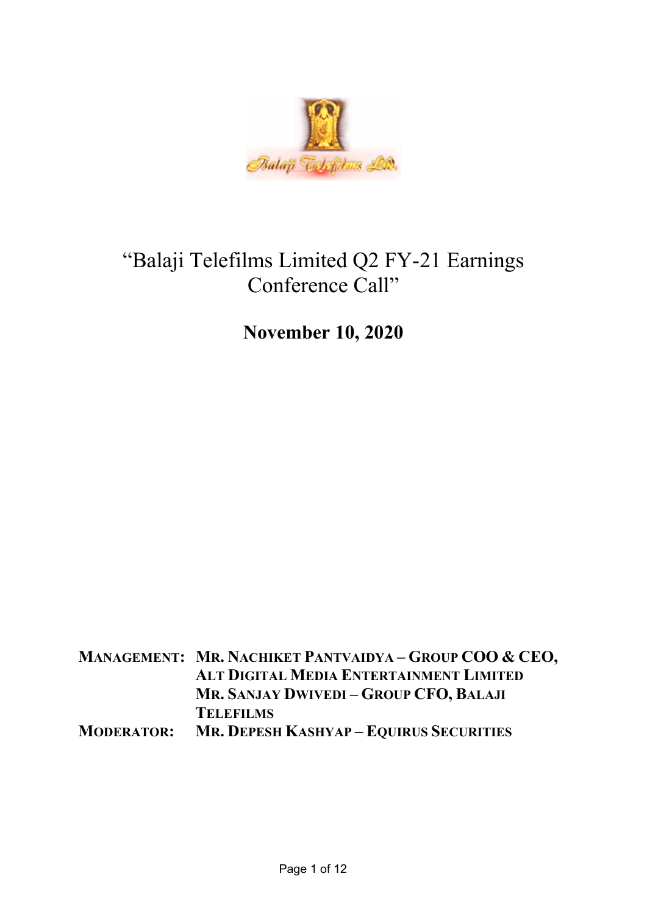# "Balaji Telefilms Limited Q2 FY-21 Earnings Conference Call"

**November 10, 2020**

**MANAGEMENT:** **MR. NACHIKET PANTVAIDYA – GROUP COO & CEO, ALT DIGITAL MEDIA ENTERTAINMENT LIMITED**
**MR. SANJAY DWIVEDI – GROUP CFO, BALAJI TELEFILMS**

**MODERATOR:** **MR. DEPESH KASHYAP – EQUIRUS SECURITIES**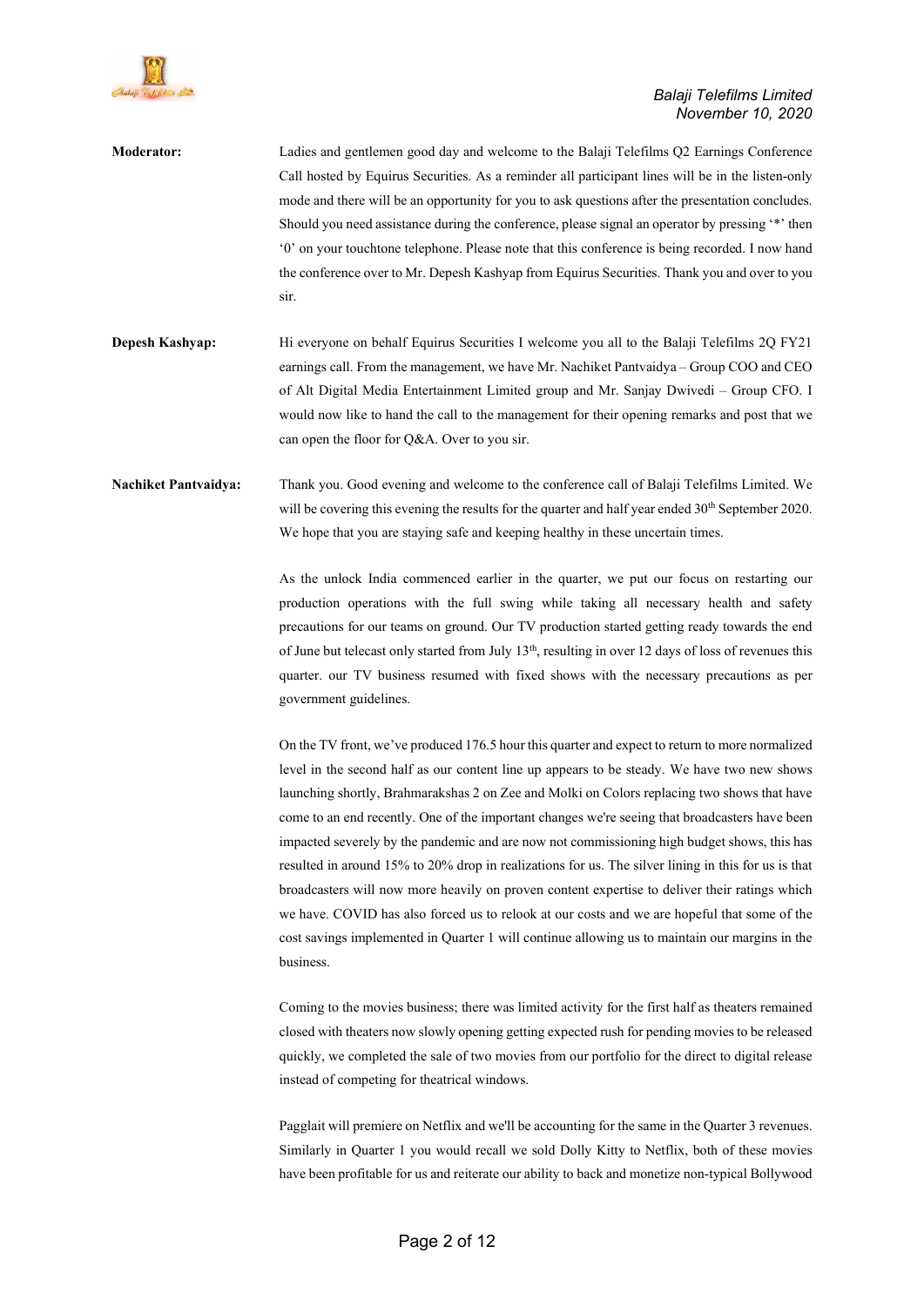**Moderator:** Ladies and gentlemen good day and welcome to the Balaji Telefilms Q2 Earnings Conference Call hosted by Equirus Securities. As a reminder all participant lines will be in the listen-only mode and there will be an opportunity for you to ask questions after the presentation concludes. Should you need assistance during the conference, please signal an operator by pressing '*' then '0' on your touchtone telephone. Please note that this conference is being recorded. I now hand the conference over to Mr. Depesh Kashyap from Equirus Securities. Thank you and over to you sir.

**Depesh Kashyap:** Hi everyone on behalf Equirus Securities I welcome you all to the Balaji Telefilms 2Q FY21 earnings call. From the management, we have Mr. Nachiket Pantvaidya – Group COO and CEO of Alt Digital Media Entertainment Limited group and Mr. Sanjay Dwivedi – Group CFO. I would now like to hand the call to the management for their opening remarks and post that we can open the floor for Q&A. Over to you sir.

**Nachiket Pantvaidya:** Thank you. Good evening and welcome to the conference call of Balaji Telefilms Limited. We will be covering this evening the results for the quarter and half year ended 30th September 2020. We hope that you are staying safe and keeping healthy in these uncertain times.

As the unlock India commenced earlier in the quarter, we put our focus on restarting our production operations with the full swing while taking all necessary health and safety precautions for our teams on ground. Our TV production started getting ready towards the end of June but telecast only started from July 13th, resulting in over 12 days of loss of revenues this quarter. our TV business resumed with fixed shows with the necessary precautions as per government guidelines.

On the TV front, we've produced 176.5 hour this quarter and expect to return to more normalized level in the second half as our content line up appears to be steady. We have two new shows launching shortly, Brahmarakshas 2 on Zee and Molki on Colors replacing two shows that have come to an end recently. One of the important changes we're seeing that broadcasters have been impacted severely by the pandemic and are now not commissioning high budget shows, this has resulted in around 15% to 20% drop in realizations for us. The silver lining in this for us is that broadcasters will now more heavily on proven content expertise to deliver their ratings which we have. COVID has also forced us to relook at our costs and we are hopeful that some of the cost savings implemented in Quarter 1 will continue allowing us to maintain our margins in the business.

Coming to the movies business; there was limited activity for the first half as theaters remained closed with theaters now slowly opening getting expected rush for pending movies to be released quickly, we completed the sale of two movies from our portfolio for the direct to digital release instead of competing for theatrical windows.

Pagglait will premiere on Netflix and we'll be accounting for the same in the Quarter 3 revenues. Similarly in Quarter 1 you would recall we sold Dolly Kitty to Netflix, both of these movies have been profitable for us and reiterate our ability to back and monetize non-typical Bollywood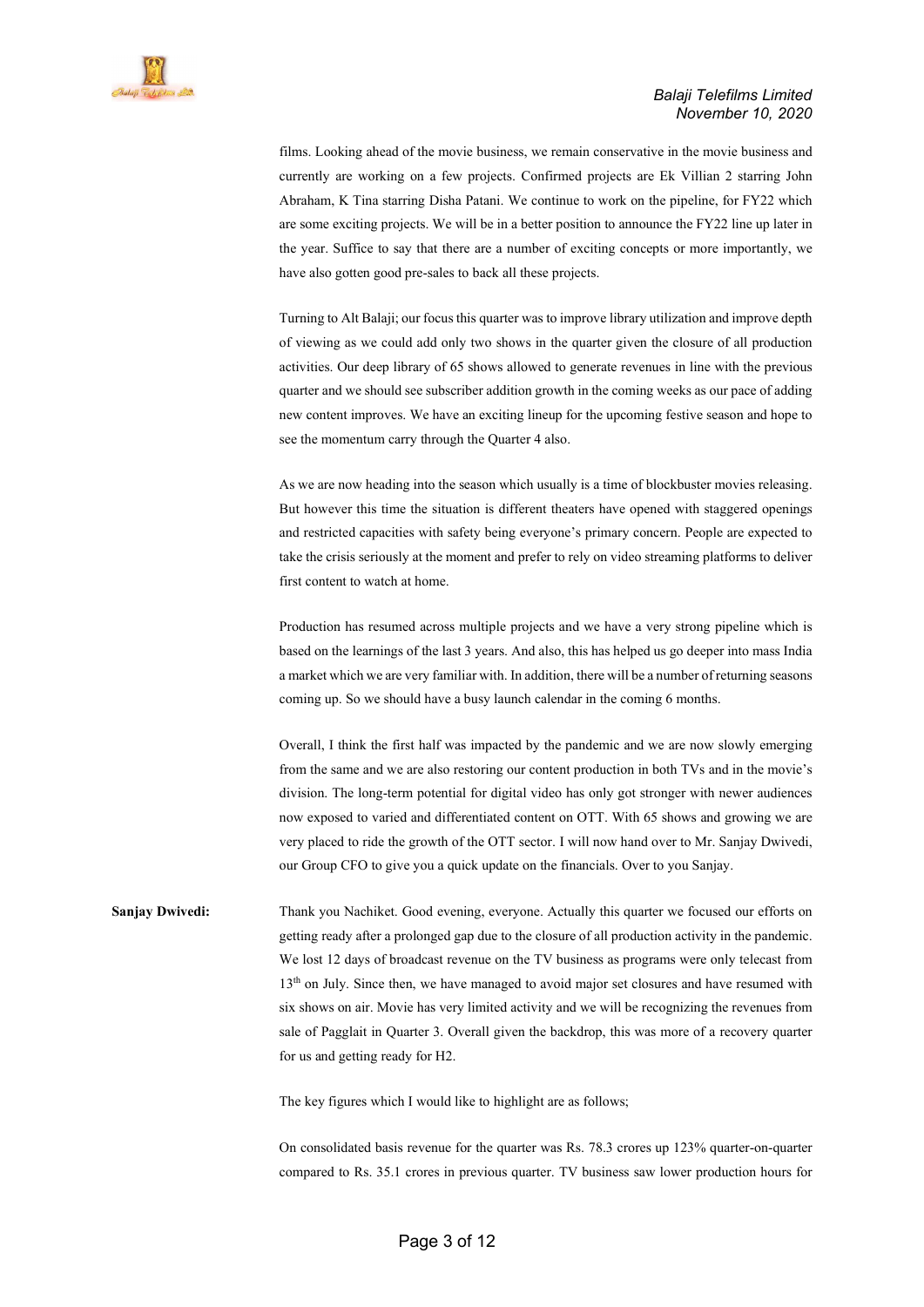films. Looking ahead of the movie business, we remain conservative in the movie business and currently are working on a few projects. Confirmed projects are Ek Villian 2 starring John Abraham, K Tina starring Disha Patani. We continue to work on the pipeline, for FY22 which are some exciting projects. We will be in a better position to announce the FY22 line up later in the year. Suffice to say that there are a number of exciting concepts or more importantly, we have also gotten good pre-sales to back all these projects.

Turning to Alt Balaji; our focus this quarter was to improve library utilization and improve depth of viewing as we could add only two shows in the quarter given the closure of all production activities. Our deep library of 65 shows allowed to generate revenues in line with the previous quarter and we should see subscriber addition growth in the coming weeks as our pace of adding new content improves. We have an exciting lineup for the upcoming festive season and hope to see the momentum carry through the Quarter 4 also.

As we are now heading into the season which usually is a time of blockbuster movies releasing. But however this time the situation is different theaters have opened with staggered openings and restricted capacities with safety being everyone's primary concern. People are expected to take the crisis seriously at the moment and prefer to rely on video streaming platforms to deliver first content to watch at home.

Production has resumed across multiple projects and we have a very strong pipeline which is based on the learnings of the last 3 years. And also, this has helped us go deeper into mass India a market which we are very familiar with. In addition, there will be a number of returning seasons coming up. So we should have a busy launch calendar in the coming 6 months.

Overall, I think the first half was impacted by the pandemic and we are now slowly emerging from the same and we are also restoring our content production in both TVs and in the movie's division. The long-term potential for digital video has only got stronger with newer audiences now exposed to varied and differentiated content on OTT. With 65 shows and growing we are very placed to ride the growth of the OTT sector. I will now hand over to Mr. Sanjay Dwivedi, our Group CFO to give you a quick update on the financials. Over to you Sanjay.

**Sanjay Dwivedi:** Thank you Nachiket. Good evening, everyone. Actually this quarter we focused our efforts on getting ready after a prolonged gap due to the closure of all production activity in the pandemic. We lost 12 days of broadcast revenue on the TV business as programs were only telecast from 13th on July. Since then, we have managed to avoid major set closures and have resumed with six shows on air. Movie has very limited activity and we will be recognizing the revenues from sale of Pagglait in Quarter 3. Overall given the backdrop, this was more of a recovery quarter for us and getting ready for H2.

The key figures which I would like to highlight are as follows;

On consolidated basis revenue for the quarter was Rs. 78.3 crores up 123% quarter-on-quarter compared to Rs. 35.1 crores in previous quarter. TV business saw lower production hours for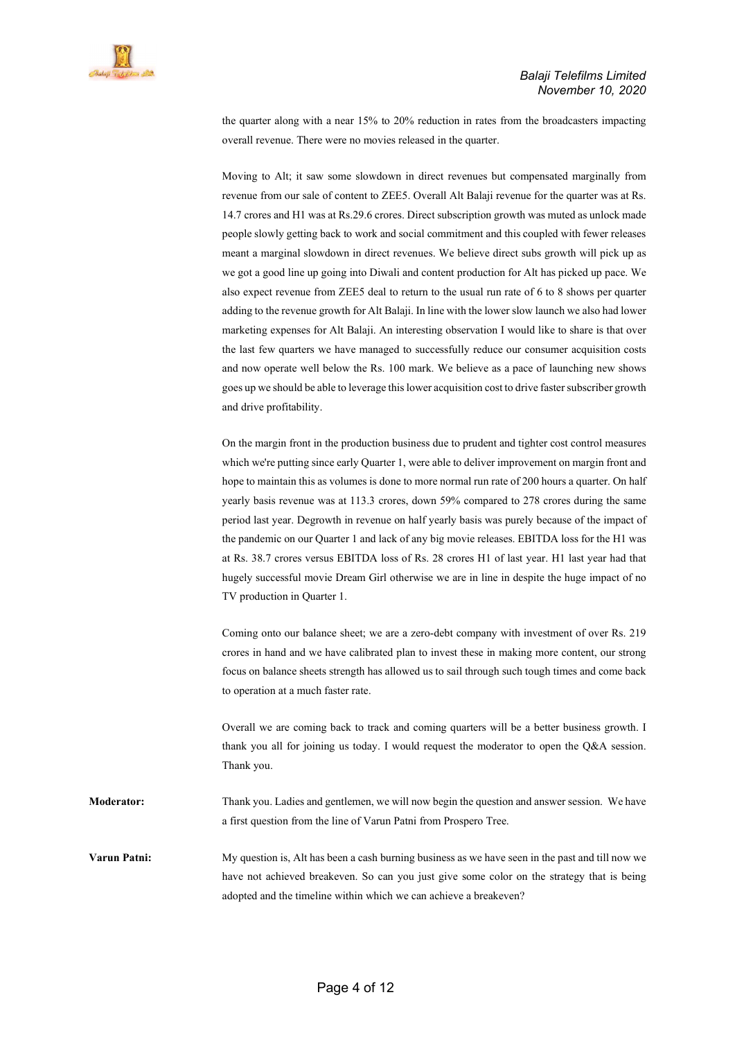the quarter along with a near 15% to 20% reduction in rates from the broadcasters impacting overall revenue. There were no movies released in the quarter.

Moving to Alt; it saw some slowdown in direct revenues but compensated marginally from revenue from our sale of content to ZEE5. Overall Alt Balaji revenue for the quarter was at Rs. 14.7 crores and H1 was at Rs.29.6 crores. Direct subscription growth was muted as unlock made people slowly getting back to work and social commitment and this coupled with fewer releases meant a marginal slowdown in direct revenues. We believe direct subs growth will pick up as we got a good line up going into Diwali and content production for Alt has picked up pace. We also expect revenue from ZEE5 deal to return to the usual run rate of 6 to 8 shows per quarter adding to the revenue growth for Alt Balaji. In line with the lower slow launch we also had lower marketing expenses for Alt Balaji. An interesting observation I would like to share is that over the last few quarters we have managed to successfully reduce our consumer acquisition costs and now operate well below the Rs. 100 mark. We believe as a pace of launching new shows goes up we should be able to leverage this lower acquisition cost to drive faster subscriber growth and drive profitability.

On the margin front in the production business due to prudent and tighter cost control measures which we're putting since early Quarter 1, were able to deliver improvement on margin front and hope to maintain this as volumes is done to more normal run rate of 200 hours a quarter. On half yearly basis revenue was at 113.3 crores, down 59% compared to 278 crores during the same period last year. Degrowth in revenue on half yearly basis was purely because of the impact of the pandemic on our Quarter 1 and lack of any big movie releases. EBITDA loss for the H1 was at Rs. 38.7 crores versus EBITDA loss of Rs. 28 crores H1 of last year. H1 last year had that hugely successful movie Dream Girl otherwise we are in line in despite the huge impact of no TV production in Quarter 1.

Coming onto our balance sheet; we are a zero-debt company with investment of over Rs. 219 crores in hand and we have calibrated plan to invest these in making more content, our strong focus on balance sheets strength has allowed us to sail through such tough times and come back to operation at a much faster rate.

Overall we are coming back to track and coming quarters will be a better business growth. I thank you all for joining us today. I would request the moderator to open the Q&A session. Thank you.

**Moderator:** Thank you. Ladies and gentlemen, we will now begin the question and answer session. We have a first question from the line of Varun Patni from Prospero Tree.

**Varun Patni:** My question is, Alt has been a cash burning business as we have seen in the past and till now we have not achieved breakeven. So can you just give some color on the strategy that is being adopted and the timeline within which we can achieve a breakeven?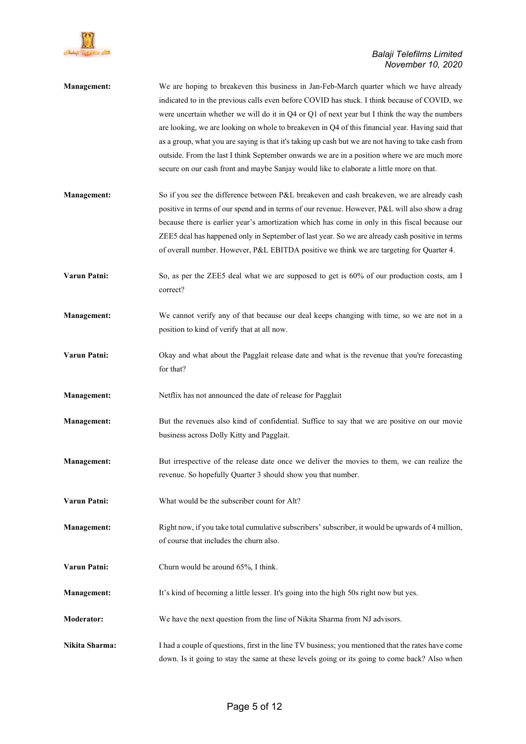**Management:** We are hoping to breakeven this business in Jan-Feb-March quarter which we have already indicated to in the previous calls even before COVID has stuck. I think because of COVID, we were uncertain whether we will do it in Q4 or Q1 of next year but I think the way the numbers are looking, we are looking on whole to breakeven in Q4 of this financial year. Having said that as a group, what you are saying is that it's taking up cash but we are not having to take cash from outside. From the last I think September onwards we are in a position where we are much more secure on our cash front and maybe Sanjay would like to elaborate a little more on that.

**Management:** So if you see the difference between P&L breakeven and cash breakeven, we are already cash positive in terms of our spend and in terms of our revenue. However, P&L will also show a drag because there is earlier year's amortization which has come in only in this fiscal because our ZEE5 deal has happened only in September of last year. So we are already cash positive in terms of overall number. However, P&L EBITDA positive we think we are targeting for Quarter 4.

**Varun Patni:** So, as per the ZEE5 deal what we are supposed to get is 60% of our production costs, am I correct?

**Management:** We cannot verify any of that because our deal keeps changing with time, so we are not in a position to kind of verify that at all now.

**Varun Patni:** Okay and what about the Pagglait release date and what is the revenue that you're forecasting for that?

**Management:** Netflix has not announced the date of release for Pagglait

**Management:** But the revenues also kind of confidential. Suffice to say that we are positive on our movie business across Dolly Kitty and Pagglait.

**Management:** But irrespective of the release date once we deliver the movies to them, we can realize the revenue. So hopefully Quarter 3 should show you that number.

**Varun Patni:** What would be the subscriber count for Alt?

**Management:** Right now, if you take total cumulative subscribers' subscriber, it would be upwards of 4 million, of course that includes the churn also.

**Varun Patni:** Churn would be around 65%, I think.

**Management:** It's kind of becoming a little lesser. It's going into the high 50s right now but yes.

**Moderator:** We have the next question from the line of Nikita Sharma from NJ advisors.

**Nikita Sharma:** I had a couple of questions, first in the line TV business; you mentioned that the rates have come down. Is it going to stay the same at these levels going or its going to come back? Also when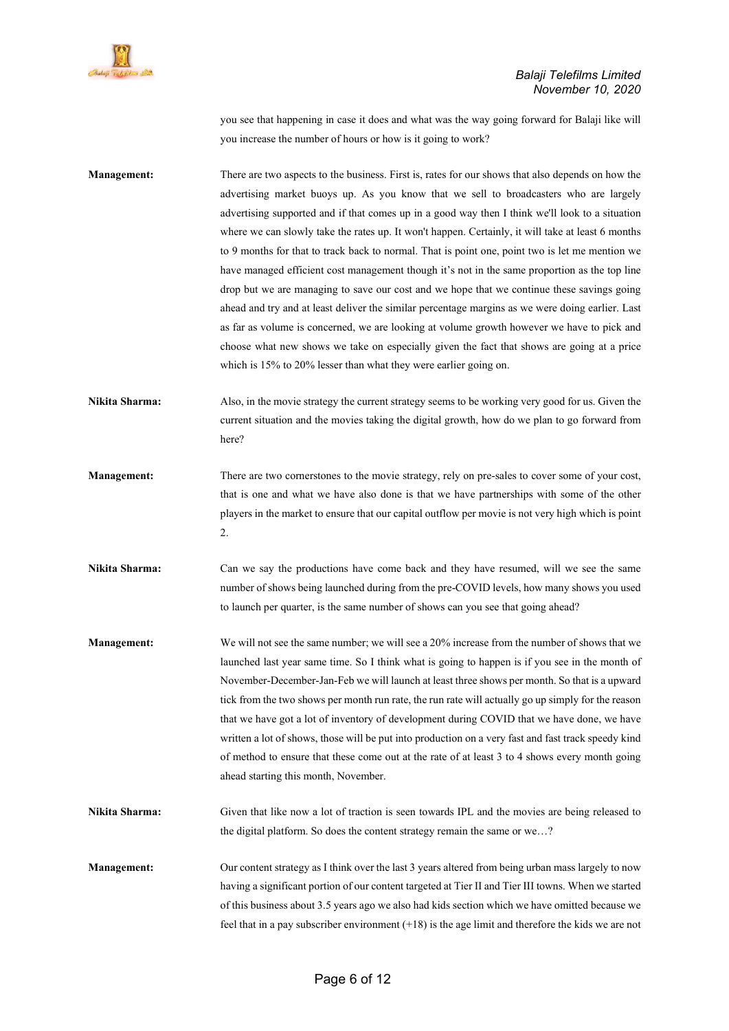you see that happening in case it does and what was the way going forward for Balaji like will you increase the number of hours or how is it going to work?

**Management:** There are two aspects to the business. First is, rates for our shows that also depends on how the advertising market buoys up. As you know that we sell to broadcasters who are largely advertising supported and if that comes up in a good way then I think we'll look to a situation where we can slowly take the rates up. It won't happen. Certainly, it will take at least 6 months to 9 months for that to track back to normal. That is point one, point two is let me mention we have managed efficient cost management though it's not in the same proportion as the top line drop but we are managing to save our cost and we hope that we continue these savings going ahead and try and at least deliver the similar percentage margins as we were doing earlier. Last as far as volume is concerned, we are looking at volume growth however we have to pick and choose what new shows we take on especially given the fact that shows are going at a price which is 15% to 20% lesser than what they were earlier going on.

**Nikita Sharma:** Also, in the movie strategy the current strategy seems to be working very good for us. Given the current situation and the movies taking the digital growth, how do we plan to go forward from here?

**Management:** There are two cornerstones to the movie strategy, rely on pre-sales to cover some of your cost, that is one and what we have also done is that we have partnerships with some of the other players in the market to ensure that our capital outflow per movie is not very high which is point 2.

**Nikita Sharma:** Can we say the productions have come back and they have resumed, will we see the same number of shows being launched during from the pre-COVID levels, how many shows you used to launch per quarter, is the same number of shows can you see that going ahead?

**Management:** We will not see the same number; we will see a 20% increase from the number of shows that we launched last year same time. So I think what is going to happen is if you see in the month of November-December-Jan-Feb we will launch at least three shows per month. So that is a upward tick from the two shows per month run rate, the run rate will actually go up simply for the reason that we have got a lot of inventory of development during COVID that we have done, we have written a lot of shows, those will be put into production on a very fast and fast track speedy kind of method to ensure that these come out at the rate of at least 3 to 4 shows every month going ahead starting this month, November.

**Nikita Sharma:** Given that like now a lot of traction is seen towards IPL and the movies are being released to the digital platform. So does the content strategy remain the same or we…?

**Management:** Our content strategy as I think over the last 3 years altered from being urban mass largely to now having a significant portion of our content targeted at Tier II and Tier III towns. When we started of this business about 3.5 years ago we also had kids section which we have omitted because we feel that in a pay subscriber environment (+18) is the age limit and therefore the kids we are not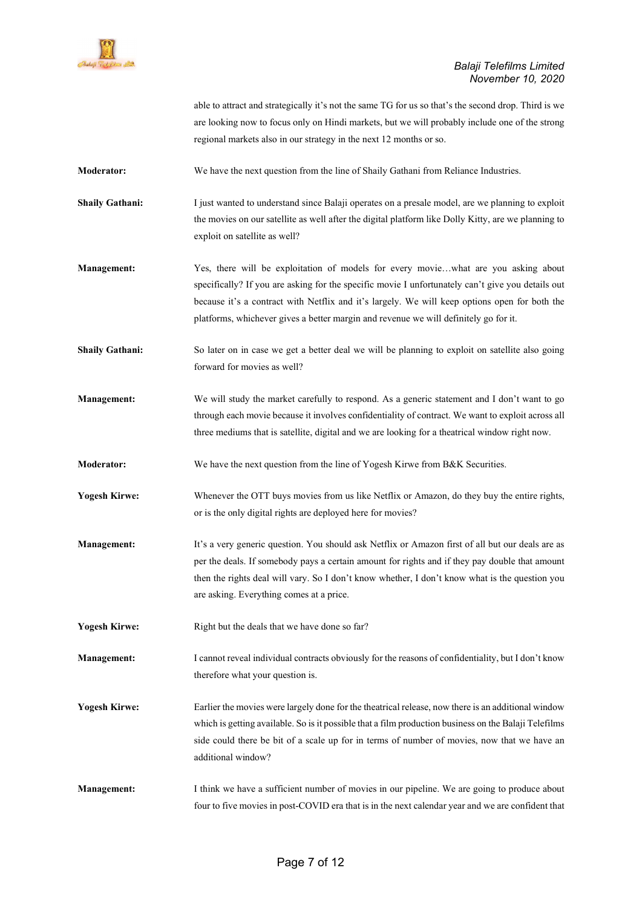able to attract and strategically it's not the same TG for us so that's the second drop. Third is we are looking now to focus only on Hindi markets, but we will probably include one of the strong regional markets also in our strategy in the next 12 months or so.

**Moderator:** We have the next question from the line of Shaily Gathani from Reliance Industries.

**Shaily Gathani:** I just wanted to understand since Balaji operates on a presale model, are we planning to exploit the movies on our satellite as well after the digital platform like Dolly Kitty, are we planning to exploit on satellite as well?

**Management:** Yes, there will be exploitation of models for every movie…what are you asking about specifically? If you are asking for the specific movie I unfortunately can't give you details out because it's a contract with Netflix and it's largely. We will keep options open for both the platforms, whichever gives a better margin and revenue we will definitely go for it.

**Shaily Gathani:** So later on in case we get a better deal we will be planning to exploit on satellite also going forward for movies as well?

**Management:** We will study the market carefully to respond. As a generic statement and I don't want to go through each movie because it involves confidentiality of contract. We want to exploit across all three mediums that is satellite, digital and we are looking for a theatrical window right now.

**Moderator:** We have the next question from the line of Yogesh Kirwe from B&K Securities.

**Yogesh Kirwe:** Whenever the OTT buys movies from us like Netflix or Amazon, do they buy the entire rights, or is the only digital rights are deployed here for movies?

**Management:** It's a very generic question. You should ask Netflix or Amazon first of all but our deals are as per the deals. If somebody pays a certain amount for rights and if they pay double that amount then the rights deal will vary. So I don't know whether, I don't know what is the question you are asking. Everything comes at a price.

**Yogesh Kirwe:** Right but the deals that we have done so far?

**Management:** I cannot reveal individual contracts obviously for the reasons of confidentiality, but I don't know therefore what your question is.

**Yogesh Kirwe:** Earlier the movies were largely done for the theatrical release, now there is an additional window which is getting available. So is it possible that a film production business on the Balaji Telefilms side could there be bit of a scale up for in terms of number of movies, now that we have an additional window?

**Management:** I think we have a sufficient number of movies in our pipeline. We are going to produce about four to five movies in post-COVID era that is in the next calendar year and we are confident that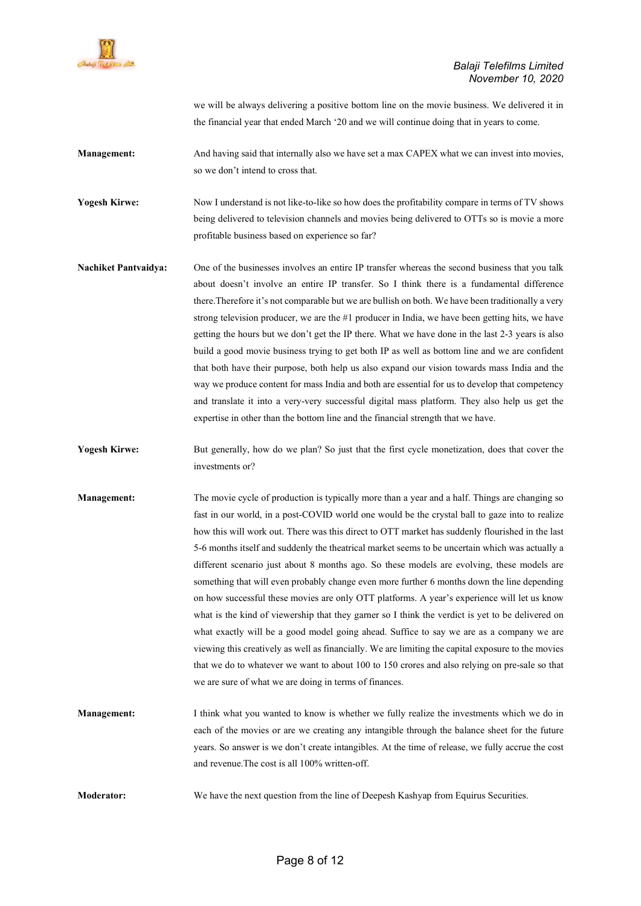we will be always delivering a positive bottom line on the movie business. We delivered it in the financial year that ended March '20 and we will continue doing that in years to come.

**Management:** And having said that internally also we have set a max CAPEX what we can invest into movies, so we don't intend to cross that.

**Yogesh Kirwe:** Now I understand is not like-to-like so how does the profitability compare in terms of TV shows being delivered to television channels and movies being delivered to OTTs so is movie a more profitable business based on experience so far?

**Nachiket Pantvaidya:** One of the businesses involves an entire IP transfer whereas the second business that you talk about doesn't involve an entire IP transfer. So I think there is a fundamental difference there.Therefore it's not comparable but we are bullish on both. We have been traditionally a very strong television producer, we are the #1 producer in India, we have been getting hits, we have getting the hours but we don't get the IP there. What we have done in the last 2-3 years is also build a good movie business trying to get both IP as well as bottom line and we are confident that both have their purpose, both help us also expand our vision towards mass India and the way we produce content for mass India and both are essential for us to develop that competency and translate it into a very-very successful digital mass platform. They also help us get the expertise in other than the bottom line and the financial strength that we have.

**Yogesh Kirwe:** But generally, how do we plan? So just that the first cycle monetization, does that cover the investments or?

**Management:** The movie cycle of production is typically more than a year and a half. Things are changing so fast in our world, in a post-COVID world one would be the crystal ball to gaze into to realize how this will work out. There was this direct to OTT market has suddenly flourished in the last 5-6 months itself and suddenly the theatrical market seems to be uncertain which was actually a different scenario just about 8 months ago. So these models are evolving, these models are something that will even probably change even more further 6 months down the line depending on how successful these movies are only OTT platforms. A year's experience will let us know what is the kind of viewership that they garner so I think the verdict is yet to be delivered on what exactly will be a good model going ahead. Suffice to say we are as a company we are viewing this creatively as well as financially. We are limiting the capital exposure to the movies that we do to whatever we want to about 100 to 150 crores and also relying on pre-sale so that we are sure of what we are doing in terms of finances.

**Management:** I think what you wanted to know is whether we fully realize the investments which we do in each of the movies or are we creating any intangible through the balance sheet for the future years. So answer is we don't create intangibles. At the time of release, we fully accrue the cost and revenue.The cost is all 100% written-off.

**Moderator:** We have the next question from the line of Deepesh Kashyap from Equirus Securities.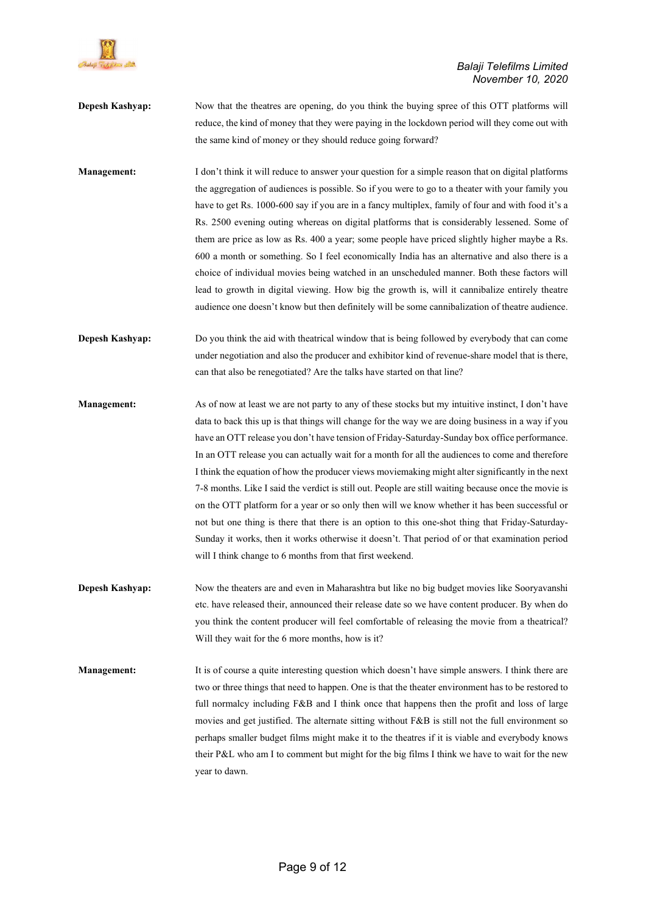**Depesh Kashyap:** Now that the theatres are opening, do you think the buying spree of this OTT platforms will reduce, the kind of money that they were paying in the lockdown period will they come out with the same kind of money or they should reduce going forward?

**Management:** I don't think it will reduce to answer your question for a simple reason that on digital platforms the aggregation of audiences is possible. So if you were to go to a theater with your family you have to get Rs. 1000-600 say if you are in a fancy multiplex, family of four and with food it's a Rs. 2500 evening outing whereas on digital platforms that is considerably lessened. Some of them are price as low as Rs. 400 a year; some people have priced slightly higher maybe a Rs. 600 a month or something. So I feel economically India has an alternative and also there is a choice of individual movies being watched in an unscheduled manner. Both these factors will lead to growth in digital viewing. How big the growth is, will it cannibalize entirely theatre audience one doesn't know but then definitely will be some cannibalization of theatre audience.

**Depesh Kashyap:** Do you think the aid with theatrical window that is being followed by everybody that can come under negotiation and also the producer and exhibitor kind of revenue-share model that is there, can that also be renegotiated? Are the talks have started on that line?

**Management:** As of now at least we are not party to any of these stocks but my intuitive instinct, I don't have data to back this up is that things will change for the way we are doing business in a way if you have an OTT release you don't have tension of Friday-Saturday-Sunday box office performance. In an OTT release you can actually wait for a month for all the audiences to come and therefore I think the equation of how the producer views moviemaking might alter significantly in the next 7-8 months. Like I said the verdict is still out. People are still waiting because once the movie is on the OTT platform for a year or so only then will we know whether it has been successful or not but one thing is there that there is an option to this one-shot thing that Friday-Saturday-Sunday it works, then it works otherwise it doesn't. That period of or that examination period will I think change to 6 months from that first weekend.

**Depesh Kashyap:** Now the theaters are and even in Maharashtra but like no big budget movies like Sooryavanshi etc. have released their, announced their release date so we have content producer. By when do you think the content producer will feel comfortable of releasing the movie from a theatrical? Will they wait for the 6 more months, how is it?

**Management:** It is of course a quite interesting question which doesn't have simple answers. I think there are two or three things that need to happen. One is that the theater environment has to be restored to full normalcy including F&B and I think once that happens then the profit and loss of large movies and get justified. The alternate sitting without F&B is still not the full environment so perhaps smaller budget films might make it to the theatres if it is viable and everybody knows their P&L who am I to comment but might for the big films I think we have to wait for the new year to dawn.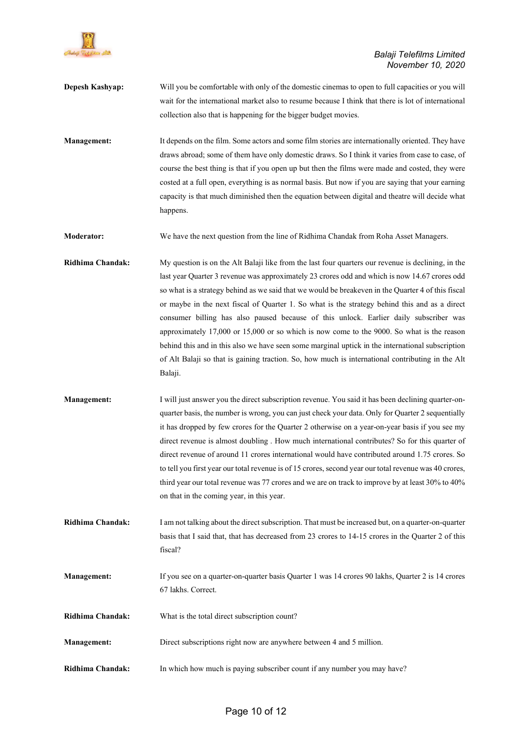**Depesh Kashyap:** Will you be comfortable with only of the domestic cinemas to open to full capacities or you will wait for the international market also to resume because I think that there is lot of international collection also that is happening for the bigger budget movies.

**Management:** It depends on the film. Some actors and some film stories are internationally oriented. They have draws abroad; some of them have only domestic draws. So I think it varies from case to case, of course the best thing is that if you open up but then the films were made and costed, they were costed at a full open, everything is as normal basis. But now if you are saying that your earning capacity is that much diminished then the equation between digital and theatre will decide what happens.

**Moderator:** We have the next question from the line of Ridhima Chandak from Roha Asset Managers.

**Ridhima Chandak:** My question is on the Alt Balaji like from the last four quarters our revenue is declining, in the last year Quarter 3 revenue was approximately 23 crores odd and which is now 14.67 crores odd so what is a strategy behind as we said that we would be breakeven in the Quarter 4 of this fiscal or maybe in the next fiscal of Quarter 1. So what is the strategy behind this and as a direct consumer billing has also paused because of this unlock. Earlier daily subscriber was approximately 17,000 or 15,000 or so which is now come to the 9000. So what is the reason behind this and in this also we have seen some marginal uptick in the international subscription of Alt Balaji so that is gaining traction. So, how much is international contributing in the Alt Balaji.

**Management:** I will just answer you the direct subscription revenue. You said it has been declining quarter-on-quarter basis, the number is wrong, you can just check your data. Only for Quarter 2 sequentially it has dropped by few crores for the Quarter 2 otherwise on a year-on-year basis if you see my direct revenue is almost doubling . How much international contributes? So for this quarter of direct revenue of around 11 crores international would have contributed around 1.75 crores. So to tell you first year our total revenue is of 15 crores, second year our total revenue was 40 crores, third year our total revenue was 77 crores and we are on track to improve by at least 30% to 40% on that in the coming year, in this year.

**Ridhima Chandak:** I am not talking about the direct subscription. That must be increased but, on a quarter-on-quarter basis that I said that, that has decreased from 23 crores to 14-15 crores in the Quarter 2 of this fiscal?

**Management:** If you see on a quarter-on-quarter basis Quarter 1 was 14 crores 90 lakhs, Quarter 2 is 14 crores 67 lakhs. Correct.

**Ridhima Chandak:** What is the total direct subscription count?

**Management:** Direct subscriptions right now are anywhere between 4 and 5 million.

**Ridhima Chandak:** In which how much is paying subscriber count if any number you may have?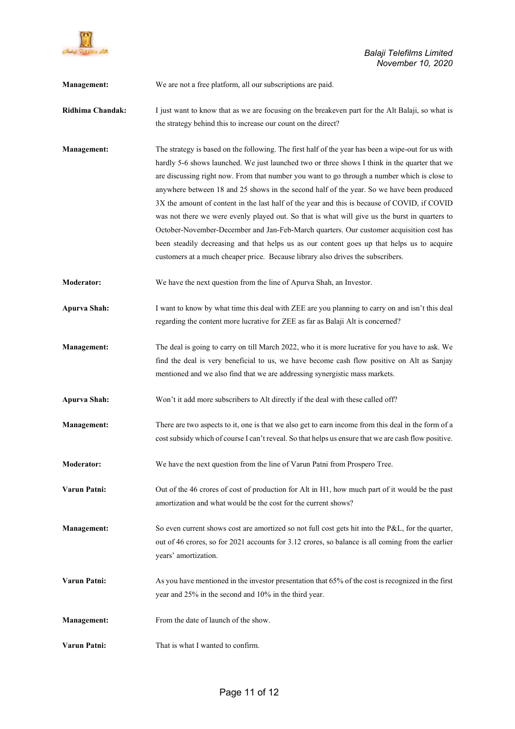**Management:** We are not a free platform, all our subscriptions are paid.

**Ridhima Chandak:** I just want to know that as we are focusing on the breakeven part for the Alt Balaji, so what is the strategy behind this to increase our count on the direct?

**Management:** The strategy is based on the following. The first half of the year has been a wipe-out for us with hardly 5-6 shows launched. We just launched two or three shows I think in the quarter that we are discussing right now. From that number you want to go through a number which is close to anywhere between 18 and 25 shows in the second half of the year. So we have been produced 3X the amount of content in the last half of the year and this is because of COVID, if COVID was not there we were evenly played out. So that is what will give us the burst in quarters to October-November-December and Jan-Feb-March quarters. Our customer acquisition cost has been steadily decreasing and that helps us as our content goes up that helps us to acquire customers at a much cheaper price. Because library also drives the subscribers.

**Moderator:** We have the next question from the line of Apurva Shah, an Investor.

**Apurva Shah:** I want to know by what time this deal with ZEE are you planning to carry on and isn't this deal regarding the content more lucrative for ZEE as far as Balaji Alt is concerned?

**Management:** The deal is going to carry on till March 2022, who it is more lucrative for you have to ask. We find the deal is very beneficial to us, we have become cash flow positive on Alt as Sanjay mentioned and we also find that we are addressing synergistic mass markets.

**Apurva Shah:** Won't it add more subscribers to Alt directly if the deal with these called off?

**Management:** There are two aspects to it, one is that we also get to earn income from this deal in the form of a cost subsidy which of course I can't reveal. So that helps us ensure that we are cash flow positive.

**Moderator:** We have the next question from the line of Varun Patni from Prospero Tree.

**Varun Patni:** Out of the 46 crores of cost of production for Alt in H1, how much part of it would be the past amortization and what would be the cost for the current shows?

**Management:** So even current shows cost are amortized so not full cost gets hit into the P&L, for the quarter, out of 46 crores, so for 2021 accounts for 3.12 crores, so balance is all coming from the earlier years' amortization.

**Varun Patni:** As you have mentioned in the investor presentation that 65% of the cost is recognized in the first year and 25% in the second and 10% in the third year.

**Management:** From the date of launch of the show.

**Varun Patni:** That is what I wanted to confirm.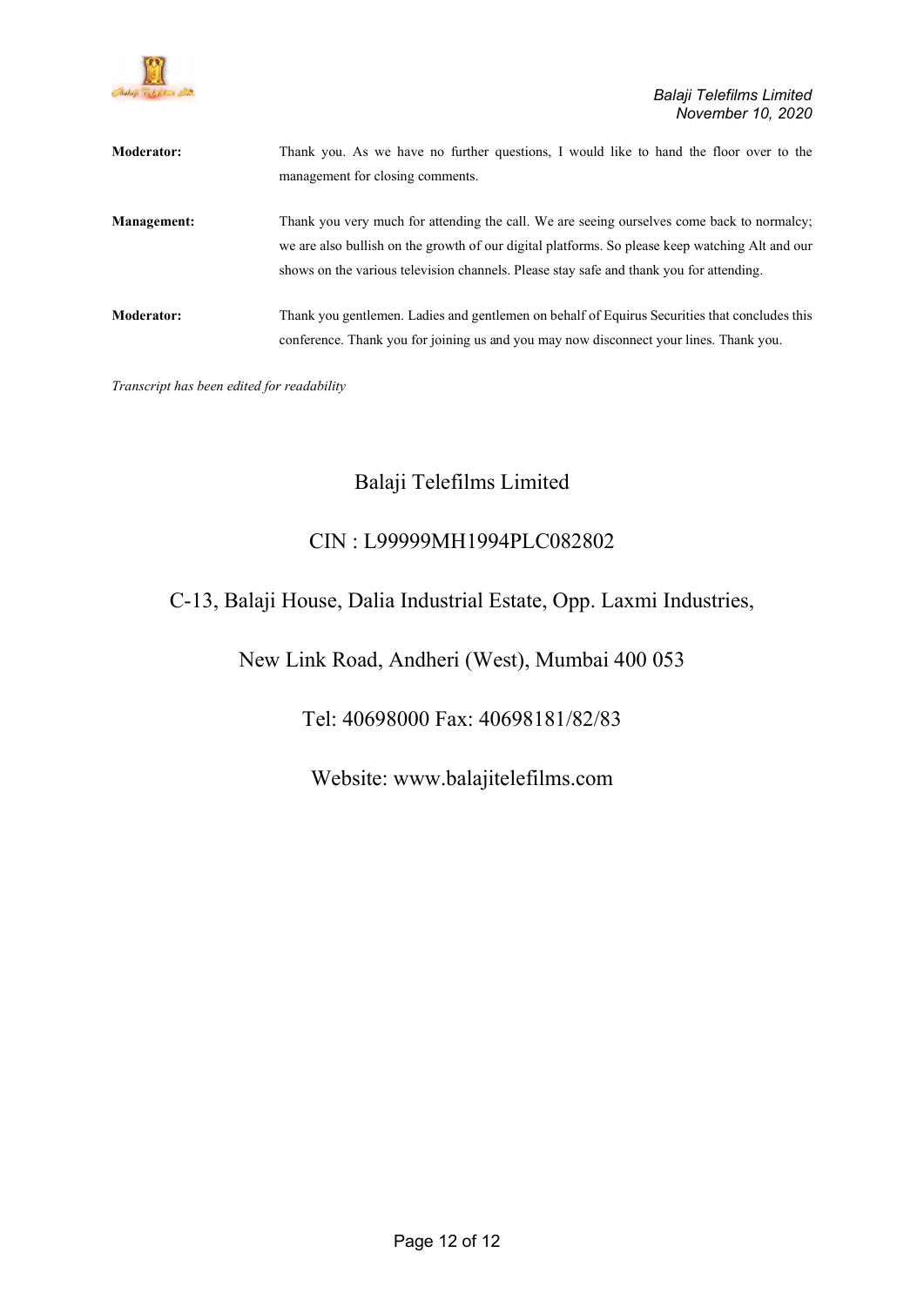**Moderator:** Thank you. As we have no further questions, I would like to hand the floor over to the management for closing comments.

**Management:** Thank you very much for attending the call. We are seeing ourselves come back to normalcy; we are also bullish on the growth of our digital platforms. So please keep watching Alt and our shows on the various television channels. Please stay safe and thank you for attending.

**Moderator:** Thank you gentlemen. Ladies and gentlemen on behalf of Equirus Securities that concludes this conference. Thank you for joining us and you may now disconnect your lines. Thank you.

*Transcript has been edited for readability*

Balaji Telefilms Limited

CIN : L99999MH1994PLC082802

C-13, Balaji House, Dalia Industrial Estate, Opp. Laxmi Industries,

New Link Road, Andheri (West), Mumbai 400 053

Tel: 40698000 Fax: 40698181/82/83

Website: www.balajitelefilms.com